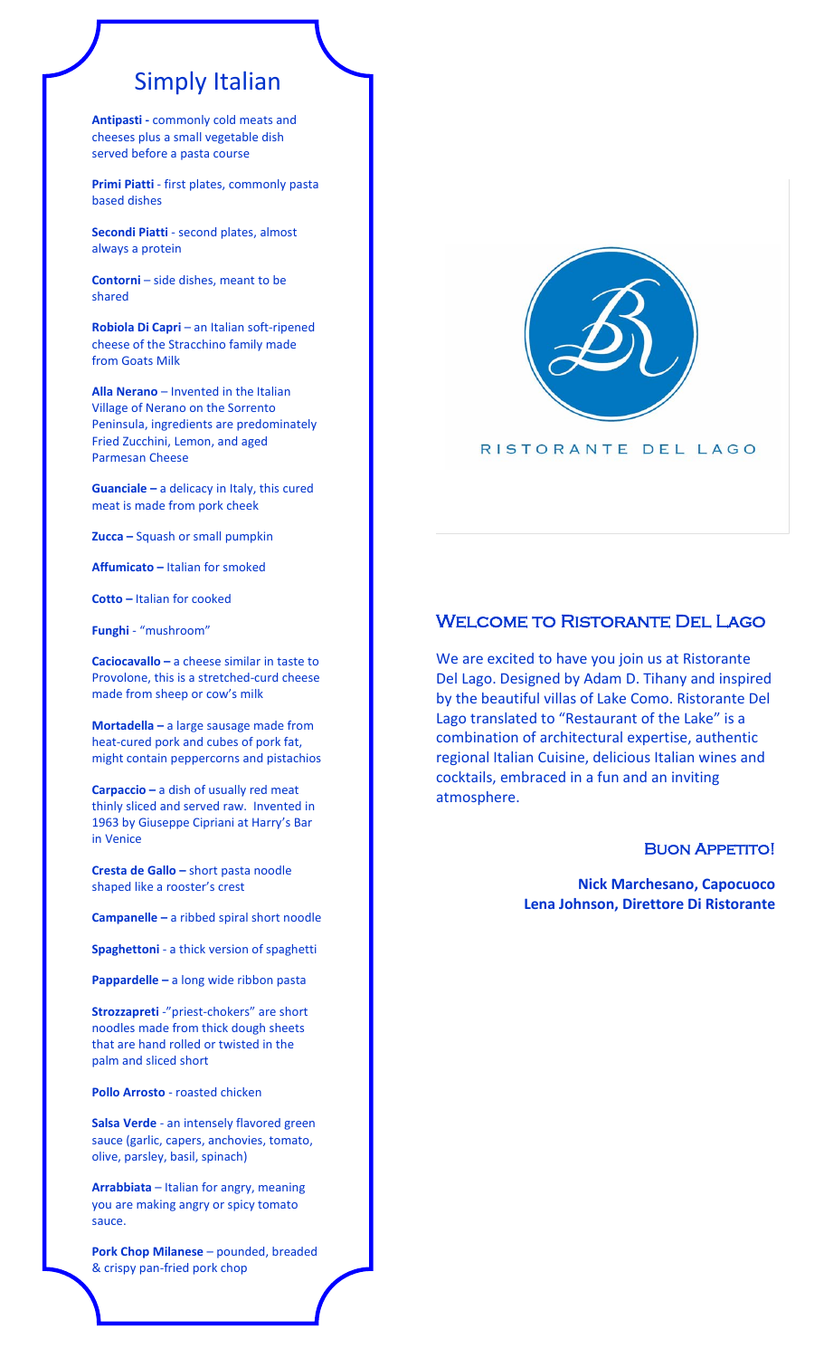## Simply Italian

**Antipasti -** commonly cold meats and cheeses plus a small vegetable dish served before a pasta course

**Primi Piatti** - first plates, commonly pasta based dishes

**Secondi Piatti** - second plates, almost always a protein

**Contorni** – side dishes, meant to be shared

**Robiola Di Capri** – an Italian soft-ripened cheese of the Stracchino family made from Goats Milk

**Alla Nerano** – Invented in the Italian Village of Nerano on the Sorrento Peninsula, ingredients are predominately Fried Zucchini, Lemon, and aged Parmesan Cheese

**Guanciale –** a delicacy in Italy, this cured meat is made from pork cheek

**Zucca –** Squash or small pumpkin

**Affumicato –** Italian for smoked

**Cotto –** Italian for cooked

**Funghi** - "mushroom"

**Caciocavallo –** a cheese similar in taste to Provolone, this is a stretched-curd cheese made from sheep or cow's milk

**Mortadella –** a large sausage made from heat-cured pork and cubes of pork fat, might contain peppercorns and pistachios

**Carpaccio –** a dish of usually red meat thinly sliced and served raw. Invented in 1963 by Giuseppe Cipriani at Harry's Bar in Venice

**Cresta de Gallo –** short pasta noodle shaped like a rooster's crest

**Campanelle –** a ribbed spiral short noodle

**Spaghettoni** - a thick version of spaghetti

**Pappardelle –** a long wide ribbon pasta

**Strozzapreti** -"priest-chokers" are short noodles made from thick dough sheets that are hand rolled or twisted in the palm and sliced short

**Pollo Arrosto** - roasted chicken

**Salsa Verde** - an intensely flavored green sauce (garlic, capers, anchovies, tomato, olive, parsley, basil, spinach)

**Arrabbiata** – Italian for angry, meaning you are making angry or spicy tomato sauce.

**Pork Chop Milanese** – pounded, breaded & crispy pan-fried pork chop

RISTORANTE DEL LAGO

## Welcome to Ristorante Del Lago

We are excited to have you join us at Ristorante Del Lago. Designed by Adam D. Tihany and inspired by the beautiful villas of Lake Como. Ristorante Del Lago translated to "Restaurant of the Lake" is a combination of architectural expertise, authentic regional Italian Cuisine, delicious Italian wines and cocktails, embraced in a fun and an inviting atmosphere.

Buon Appetito!

**Nick Marchesano, Capocuoco**
**Lena Johnson, Direttore Di Ristorante**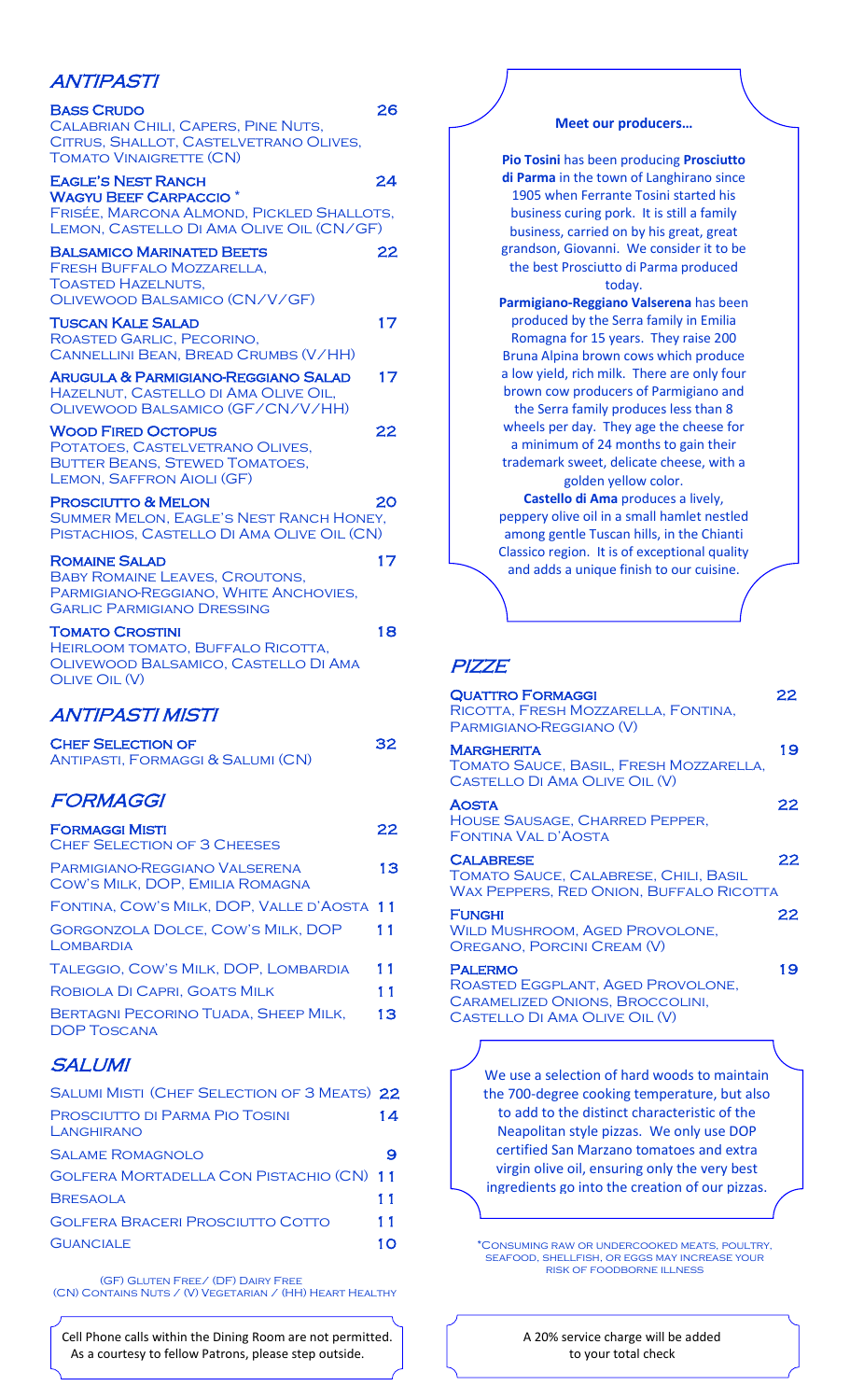## *ANTIPASTI*

**BASS CRUDO** 26
Calabrian Chili, Capers, Pine Nuts, Citrus, Shallot, Castelvetrano Olives, Tomato Vinaigrette (CN)

**EAGLE'S NEST RANCH WAGYU BEEF CARPACCIO *** 24
Frisée, Marcona Almond, Pickled Shallots, Lemon, Castello Di Ama Olive Oil (CN/GF)

**BALSAMICO MARINATED BEETS** 22
Fresh Buffalo Mozzarella, Toasted Hazelnuts, Olivewood Balsamico (CN/V/GF)

**TUSCAN KALE SALAD** 17
Roasted Garlic, Pecorino, Cannellini Bean, Bread Crumbs (V/HH)

**ARUGULA & PARMIGIANO-REGGIANO SALAD** 17
Hazelnut, Castello di Ama Olive Oil, Olivewood Balsamico (GF/CN/V/HH)

**WOOD FIRED OCTOPUS** 22
Potatoes, Castelvetrano Olives, Butter Beans, Stewed Tomatoes, Lemon, Saffron Aioli (GF)

**PROSCIUTTO & MELON** 20
Summer Melon, Eagle's Nest Ranch Honey, Pistachios, Castello Di Ama Olive Oil (CN)

**ROMAINE SALAD** 17
Baby Romaine Leaves, Croutons, Parmigiano-Reggiano, White Anchovies, Garlic Parmigiano Dressing

**TOMATO CROSTINI** 18
Heirloom Tomato, Buffalo Ricotta, Olivewood Balsamico, Castello Di Ama Olive Oil (V)

## *ANTIPASTI MISTI*

**CHEF SELECTION OF** 32
Antipasti, Formaggi & Salumi (CN)

## *FORMAGGI*

| | |
|---|---|
| **FORMAGGI MISTI** Chef Selection of 3 Cheeses | 22 |
| Parmigiano-Reggiano Valserena Cow's Milk, DOP, Emilia Romagna | 13 |
| Fontina, Cow's Milk, DOP, Valle d'Aosta | 11 |
| Gorgonzola Dolce, Cow's Milk, DOP Lombardia | 11 |
| Taleggio, Cow's Milk, DOP, Lombardia | 11 |
| Robiola Di Capri, Goats Milk | 11 |
| Bertagni Pecorino Tuada, Sheep Milk, DOP Toscana | 13 |

## *SALUMI*

| | |
|---|---|
| Salumi Misti (Chef Selection of 3 Meats) | 22 |
| Prosciutto di Parma Pio Tosini Langhirano | 14 |
| Salame Romagnolo | 9 |
| Golfera Mortadella Con Pistachio (CN) | 11 |
| Bresaola | 11 |
| Golfera Braceri Prosciutto Cotto | 11 |
| Guanciale | 10 |

(GF) Gluten Free/ (DF) Dairy Free
(CN) Contains Nuts / (V) Vegetarian / (HH) Heart Healthy

Cell Phone calls within the Dining Room are not permitted. As a courtesy to fellow Patrons, please step outside.

**Meet our producers…**

**Pio Tosini** has been producing **Prosciutto di Parma** in the town of Langhirano since 1905 when Ferrante Tosini started his business curing pork. It is still a family business, carried on by his great, great grandson, Giovanni. We consider it to be the best Prosciutto di Parma produced today.

**Parmigiano-Reggiano Valserena** has been produced by the Serra family in Emilia Romagna for 15 years. They raise 200 Bruna Alpina brown cows which produce a low yield, rich milk. There are only four brown cow producers of Parmigiano and the Serra family produces less than 8 wheels per day. They age the cheese for a minimum of 24 months to gain their trademark sweet, delicate cheese, with a golden yellow color.

**Castello di Ama** produces a lively, peppery olive oil in a small hamlet nestled among gentle Tuscan hills, in the Chianti Classico region. It is of exceptional quality and adds a unique finish to our cuisine.

## *PIZZE*

**QUATTRO FORMAGGI** 22
Ricotta, Fresh Mozzarella, Fontina, Parmigiano-Reggiano (V)

**MARGHERITA** 19
Tomato Sauce, Basil, Fresh Mozzarella, Castello Di Ama Olive Oil (V)

**AOSTA** 22
House Sausage, Charred Pepper, Fontina Val d'Aosta

**CALABRESE** 22
Tomato Sauce, Calabrese, Chili, Basil Wax Peppers, Red Onion, Buffalo Ricotta

**FUNGHI** 22
Wild Mushroom, Aged Provolone, Oregano, Porcini Cream (V)

**PALERMO** 19
Roasted Eggplant, Aged Provolone, Caramelized Onions, Broccolini, Castello Di Ama Olive Oil (V)

We use a selection of hard woods to maintain the 700-degree cooking temperature, but also to add to the distinct characteristic of the Neapolitan style pizzas. We only use DOP certified San Marzano tomatoes and extra virgin olive oil, ensuring only the very best ingredients go into the creation of our pizzas.

*Consuming raw or undercooked meats, poultry, seafood, shellfish, or eggs may increase your risk of foodborne illness

A 20% service charge will be added to your total check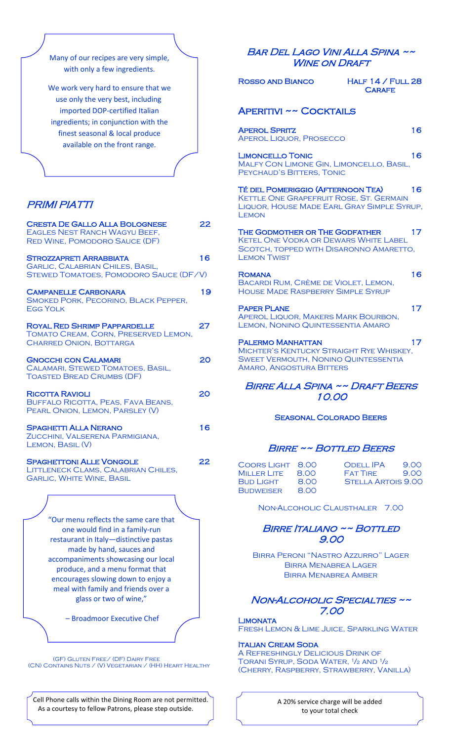Many of our recipes are very simple, with only a few ingredients.

We work very hard to ensure that we use only the very best, including imported DOP-certified Italian ingredients; in conjunction with the finest seasonal & local produce available on the front range.

## PRIMI PIATTI

**Cresta De Gallo Alla Bolognese** 22
Eagles Nest Ranch Wagyu Beef, Red Wine, Pomodoro Sauce (DF)

**Strozzapreti Arrabbiata** 16
Garlic, Calabrian Chiles, Basil, Stewed Tomatoes, Pomodoro Sauce (DF/V)

**Campanelle Carbonara** 19
Smoked Pork, Pecorino, Black Pepper, Egg Yolk

**Royal Red Shrimp Pappardelle** 27
Tomato Cream, Corn, Preserved Lemon, Charred Onion, Bottarga

**Gnocchi con Calamari** 20
Calamari, Stewed Tomatoes, Basil, Toasted Bread Crumbs (DF)

**Ricotta Ravioli** 20
Buffalo Ricotta, Peas, Fava Beans, Pearl Onion, Lemon, Parsley (V)

**Spaghetti Alla Nerano** 16
Zucchini, Valserena Parmigiana, Lemon, Basil (V)

**Spaghettoni Alle Vongole** 22
Littleneck Clams, Calabrian Chiles, Garlic, White Wine, Basil

"Our menu reflects the same care that one would find in a family-run restaurant in Italy—distinctive pastas made by hand, sauces and accompaniments showcasing our local produce, and a menu format that encourages slowing down to enjoy a meal with family and friends over a glass or two of wine,"

– Broadmoor Executive Chef

(GF) Gluten Free/ (DF) Dairy Free
(CN) Contains Nuts / (V) Vegetarian / (HH) Heart Healthy

Cell Phone calls within the Dining Room are not permitted. As a courtesy to fellow Patrons, please step outside.

## Bar Del Lago Vini Alla Spina ~~ Wine on Draft

**Rosso and Bianco** — Half 14 / Full 28 Carafe

## Aperitivi ~~ Cocktails

**Aperol Spritz** 16
Aperol Liquor, Prosecco

**Limoncello Tonic** 16
Malfy Con Limone Gin, Limoncello, Basil, Peychaud's Bitters, Tonic

**Té del Pomeriggio (Afternoon Tea)** 16
Kettle One Grapefruit Rose, St. Germain Liquor, House Made Earl Gray Simple Syrup, Lemon

**The Godmother or The Godfather** 17
Ketel One Vodka or Dewars White Label Scotch, topped with Disaronno Amaretto, Lemon Twist

**Romana** 16
Bacardi Rum, Crème de Violet, Lemon, House Made Raspberry Simple Syrup

**Paper Plane** 17
Aperol Liquor, Makers Mark Bourbon, Lemon, Nonino Quintessentia Amaro

**Palermo Manhattan** 17
Michter's Kentucky Straight Rye Whiskey, Sweet Vermouth, Nonino Quintessentia Amaro, Angostura Bitters

## Birre Alla Spina ~~ Draft Beers 10.00

Seasonal Colorado Beers

## Birre ~~ Bottled Beers

| | | | |
|---|---|---|---|
| Coors Light | 8.00 | Odell IPA | 9.00 |
| Miller Lite | 8.00 | Fat Tire | 9.00 |
| Bud Light | 8.00 | Stella Artois | 9.00 |
| Budweiser | 8.00 | | |

Non-Alcoholic Clausthaler 7.00

## Birre Italiano ~~ Bottled 9.00

Birra Peroni "Nastro Azzurro" Lager
Birra Menabrea Lager
Birra Menabrea Amber

## Non-Alcoholic Specialties ~~ 7.00

**Limonata**
Fresh Lemon & Lime Juice, Sparkling Water

**Italian Cream Soda**
A Refreshingly Delicious Drink of Torani Syrup, Soda Water, ½ and ½ (Cherry, Raspberry, Strawberry, Vanilla)

A 20% service charge will be added to your total check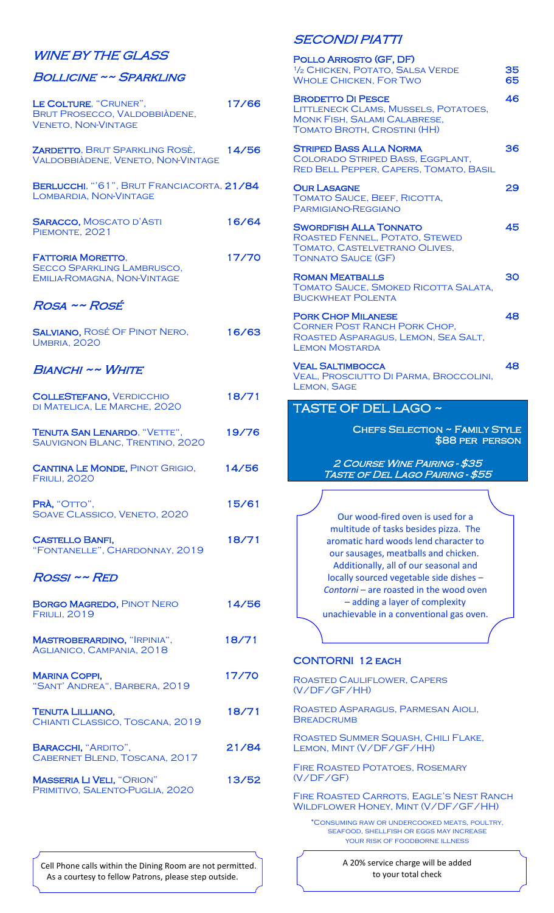## Wine by the Glass

### Bollicine ~~ Sparkling

**Le Colture**, "Cruner", Brut Prosecco, Valdobbiàdene, Veneto, Non-Vintage — 17/66

**Zardetto**, Brut Sparkling Rosè, Valdobbiàdene, Veneto, Non-Vintage — 14/56

**Berlucchi**, "'61", Brut Franciacorta, Lombardia, Non-Vintage — 21/84

**Saracco**, Moscato d'Asti Piemonte, 2021 — 16/64

**Fattoria Moretto**, Secco Sparkling Lambrusco, Emilia-Romagna, Non-Vintage — 17/70

### Rosa ~~ Rosé

**Salviano**, Rosé of Pinot Nero, Umbria, 2020 — 16/63

### Bianchi ~~ White

**ColleStefano**, Verdicchio di Matelica, Le Marche, 2020 — 18/71

**Tenuta San Lenardo**, "Vette", Sauvignon Blanc, Trentino, 2020 — 19/76

**Cantina Le Monde**, Pinot Grigio, Friuli, 2020 — 14/56

**Prà**, "Otto", Soave Classico, Veneto, 2020 — 15/61

**Castello Banfi**, "Fontanelle", Chardonnay, 2019 — 18/71

### Rossi ~~ Red

**Borgo Magredo**, Pinot Nero Friuli, 2019 — 14/56

**Mastroberardino**, "Irpinia", Aglianico, Campania, 2018 — 18/71

**Marina Coppi**, "Sant' Andrea", Barbera, 2019 — 17/70

**Tenuta Lilliano**, Chianti Classico, Toscana, 2019 — 18/71

**Baracchi**, "Ardito", Cabernet Blend, Toscana, 2017 — 21/84

**Masseria Li Veli**, "Orion" Primitivo, Salento-Puglia, 2020 — 13/52

Cell Phone calls within the Dining Room are not permitted. As a courtesy to fellow Patrons, please step outside.

## Secondi Piatti

**Pollo Arrosto (GF, DF)**
½ Chicken, Potato, Salsa Verde — 35
Whole Chicken, For Two — 65

**Brodetto di Pesce** — 46
Littleneck Clams, Mussels, Potatoes, Monk Fish, Salami Calabrese, Tomato Broth, Crostini (HH)

**Striped Bass alla Norma** — 36
Colorado Striped Bass, Eggplant, Red Bell Pepper, Capers, Tomato, Basil

**Our Lasagne** — 29
Tomato Sauce, Beef, Ricotta, Parmigiano-Reggiano

**Swordfish alla Tonnato** — 45
Roasted Fennel, Potato, Stewed Tomato, Castelvetrano Olives, Tonnato Sauce (GF)

**Roman Meatballs** — 30
Tomato Sauce, Smoked Ricotta Salata, Buckwheat Polenta

**Pork Chop Milanese** — 48
Corner Post Ranch Pork Chop, Roasted Asparagus, Lemon, Sea Salt, Lemon Mostarda

**Veal Saltimbocca** — 48
Veal, Prosciutto di Parma, Broccolini, Lemon, Sage

## Taste of Del Lago ~

Chefs Selection ~ Family Style
$88 per person

*2 Course Wine Pairing - $35*
*Taste of Del Lago Pairing - $55*

Our wood-fired oven is used for a multitude of tasks besides pizza. The aromatic hard woods lend character to our sausages, meatballs and chicken. Additionally, all of our seasonal and locally sourced vegetable side dishes – *Contorni* – are roasted in the wood oven – adding a layer of complexity unachievable in a conventional gas oven.

## Contorni 12 each

Roasted Cauliflower, Capers (V/DF/GF/HH)

Roasted Asparagus, Parmesan Aioli, Breadcrumb

Roasted Summer Squash, Chili Flake, Lemon, Mint (V/DF/GF/HH)

Fire Roasted Potatoes, Rosemary (V/DF/GF)

Fire Roasted Carrots, Eagle's Nest Ranch Wildflower Honey, Mint (V/DF/GF/HH)

*Consuming raw or undercooked meats, poultry, seafood, shellfish or eggs may increase your risk of foodborne illness

A 20% service charge will be added to your total check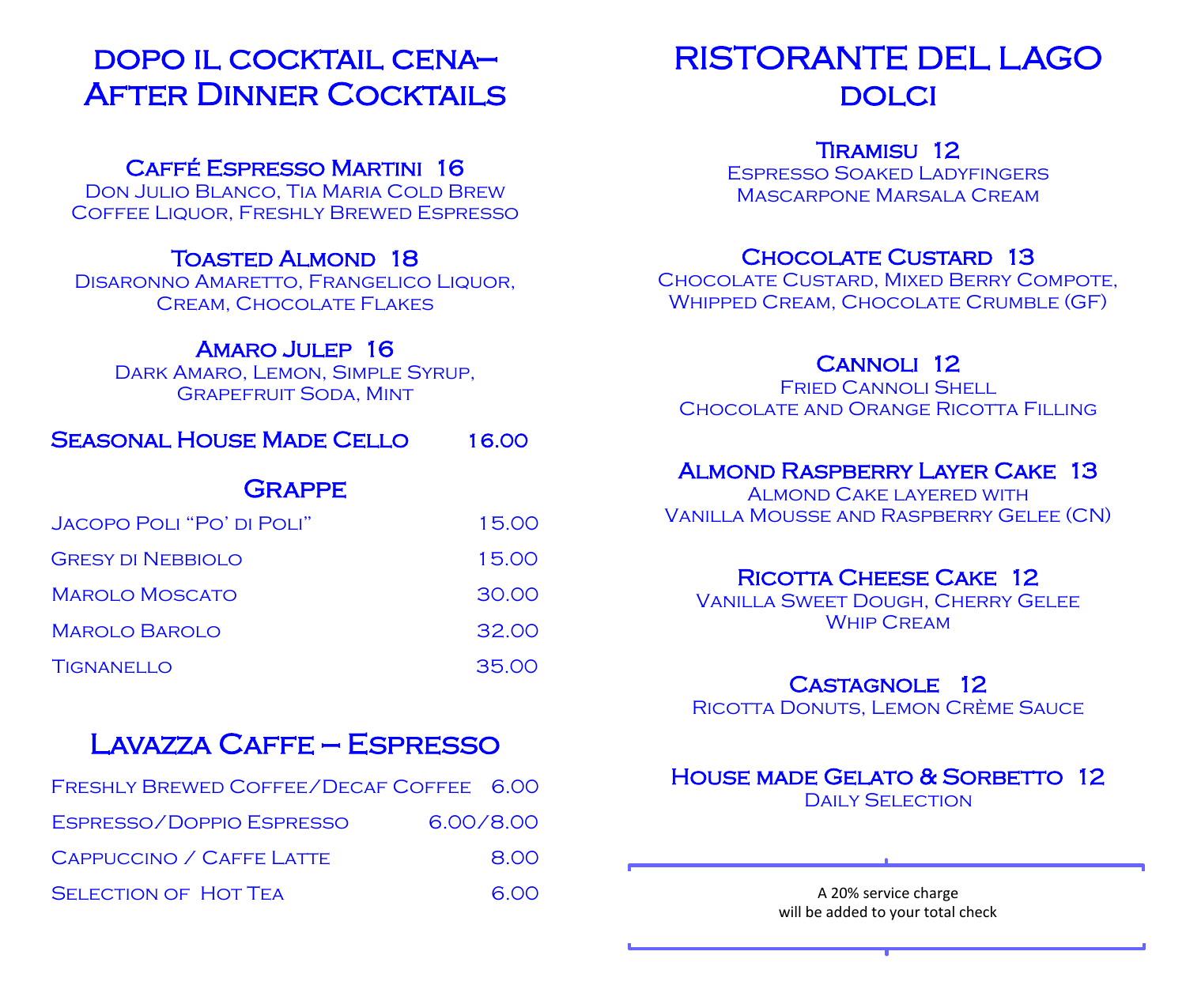# DOPO IL COCKTAIL CENA– After Dinner Cocktails

### Caffé Espresso Martini 16
Don Julio Blanco, Tia Maria Cold Brew
Coffee Liquor, Freshly Brewed Espresso

### Toasted Almond 18
Disaronno Amaretto, Frangelico Liquor,
Cream, Chocolate Flakes

### Amaro Julep 16
Dark Amaro, Lemon, Simple Syrup,
Grapefruit Soda, Mint

### Seasonal House Made Cello 16.00

## Grappe

| | |
|---|---|
| Jacopo Poli "Po' di Poli" | 15.00 |
| Gresy di Nebbiolo | 15.00 |
| Marolo Moscato | 30.00 |
| Marolo Barolo | 32.00 |
| Tignanello | 35.00 |

## Lavazza Caffe – Espresso

| | |
|---|---|
| Freshly Brewed Coffee/Decaf Coffee | 6.00 |
| Espresso/Doppio Espresso | 6.00/8.00 |
| Cappuccino / Caffe Latte | 8.00 |
| Selection of Hot Tea | 6.00 |

# RISTORANTE DEL LAGO
## DOLCI

### Tiramisu 12
Espresso Soaked Ladyfingers
Mascarpone Marsala Cream

### Chocolate Custard 13
Chocolate Custard, Mixed Berry Compote,
Whipped Cream, Chocolate Crumble (GF)

### Cannoli 12
Fried Cannoli Shell
Chocolate and Orange Ricotta Filling

### Almond Raspberry Layer Cake 13
Almond Cake layered with
Vanilla Mousse and Raspberry Gelee (CN)

### Ricotta Cheese Cake 12
Vanilla Sweet Dough, Cherry Gelee
Whip Cream

### Castagnole 12
Ricotta Donuts, Lemon Crème Sauce

### House made Gelato & Sorbetto 12
Daily Selection

A 20% service charge
will be added to your total check